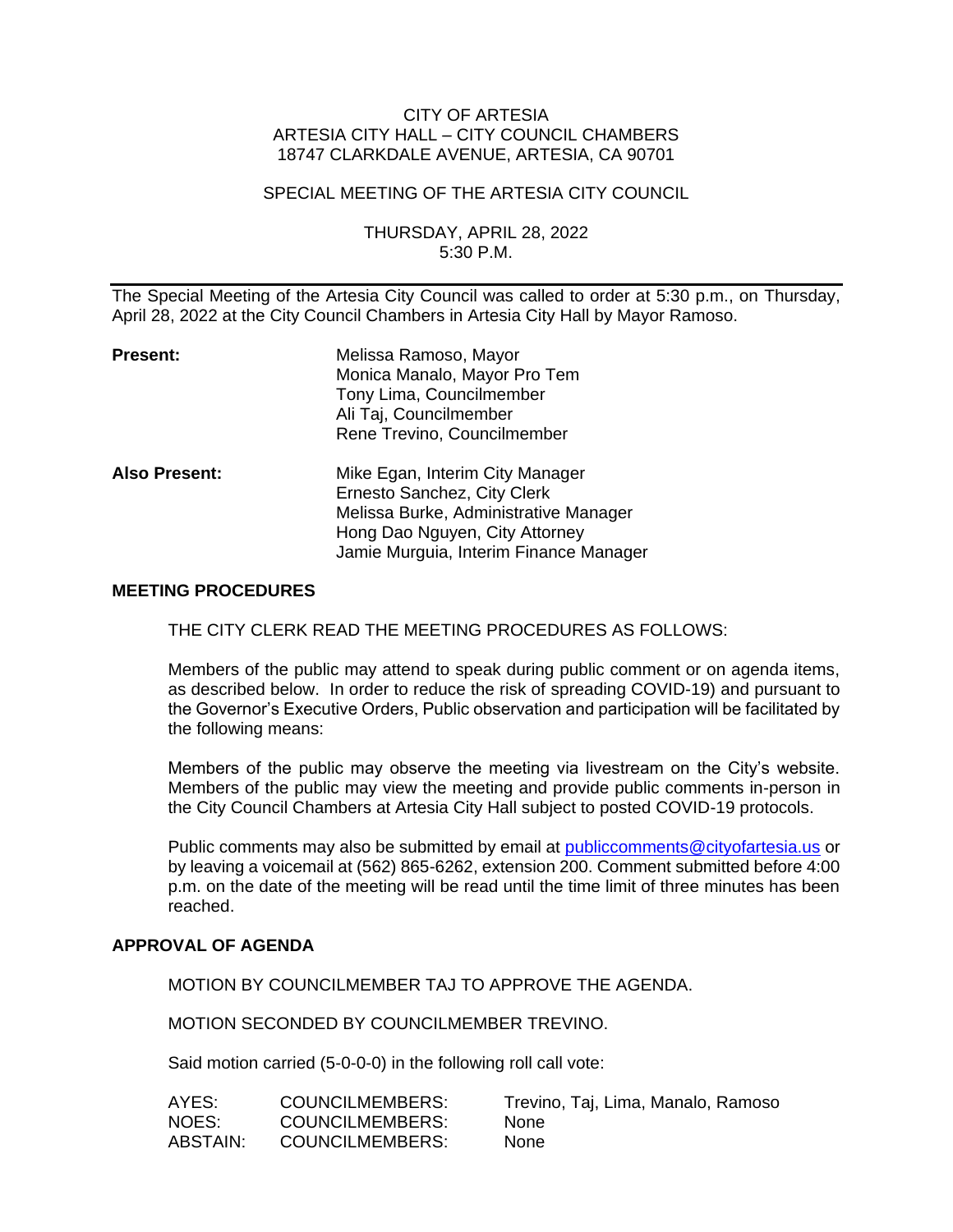CITY OF ARTESIA
ARTESIA CITY HALL – CITY COUNCIL CHAMBERS
18747 CLARKDALE AVENUE, ARTESIA, CA 90701

SPECIAL MEETING OF THE ARTESIA CITY COUNCIL

THURSDAY, APRIL 28, 2022
5:30 P.M.

---

The Special Meeting of the Artesia City Council was called to order at 5:30 p.m., on Thursday, April 28, 2022 at the City Council Chambers in Artesia City Hall by Mayor Ramoso.

**Present:**

Melissa Ramoso, Mayor
Monica Manalo, Mayor Pro Tem
Tony Lima, Councilmember
Ali Taj, Councilmember
Rene Trevino, Councilmember

**Also Present:**

Mike Egan, Interim City Manager
Ernesto Sanchez, City Clerk
Melissa Burke, Administrative Manager
Hong Dao Nguyen, City Attorney
Jamie Murguia, Interim Finance Manager

**MEETING PROCEDURES**

THE CITY CLERK READ THE MEETING PROCEDURES AS FOLLOWS:

Members of the public may attend to speak during public comment or on agenda items, as described below. In order to reduce the risk of spreading COVID-19) and pursuant to the Governor's Executive Orders, Public observation and participation will be facilitated by the following means:

Members of the public may observe the meeting via livestream on the City's website. Members of the public may view the meeting and provide public comments in-person in the City Council Chambers at Artesia City Hall subject to posted COVID-19 protocols.

Public comments may also be submitted by email at publiccomments@cityofartesia.us or by leaving a voicemail at (562) 865-6262, extension 200. Comment submitted before 4:00 p.m. on the date of the meeting will be read until the time limit of three minutes has been reached.

**APPROVAL OF AGENDA**

MOTION BY COUNCILMEMBER TAJ TO APPROVE THE AGENDA.

MOTION SECONDED BY COUNCILMEMBER TREVINO.

Said motion carried (5-0-0-0) in the following roll call vote:

| | | |
|---|---|---|
| AYES: | COUNCILMEMBERS: | Trevino, Taj, Lima, Manalo, Ramoso |
| NOES: | COUNCILMEMBERS: | None |
| ABSTAIN: | COUNCILMEMBERS: | None |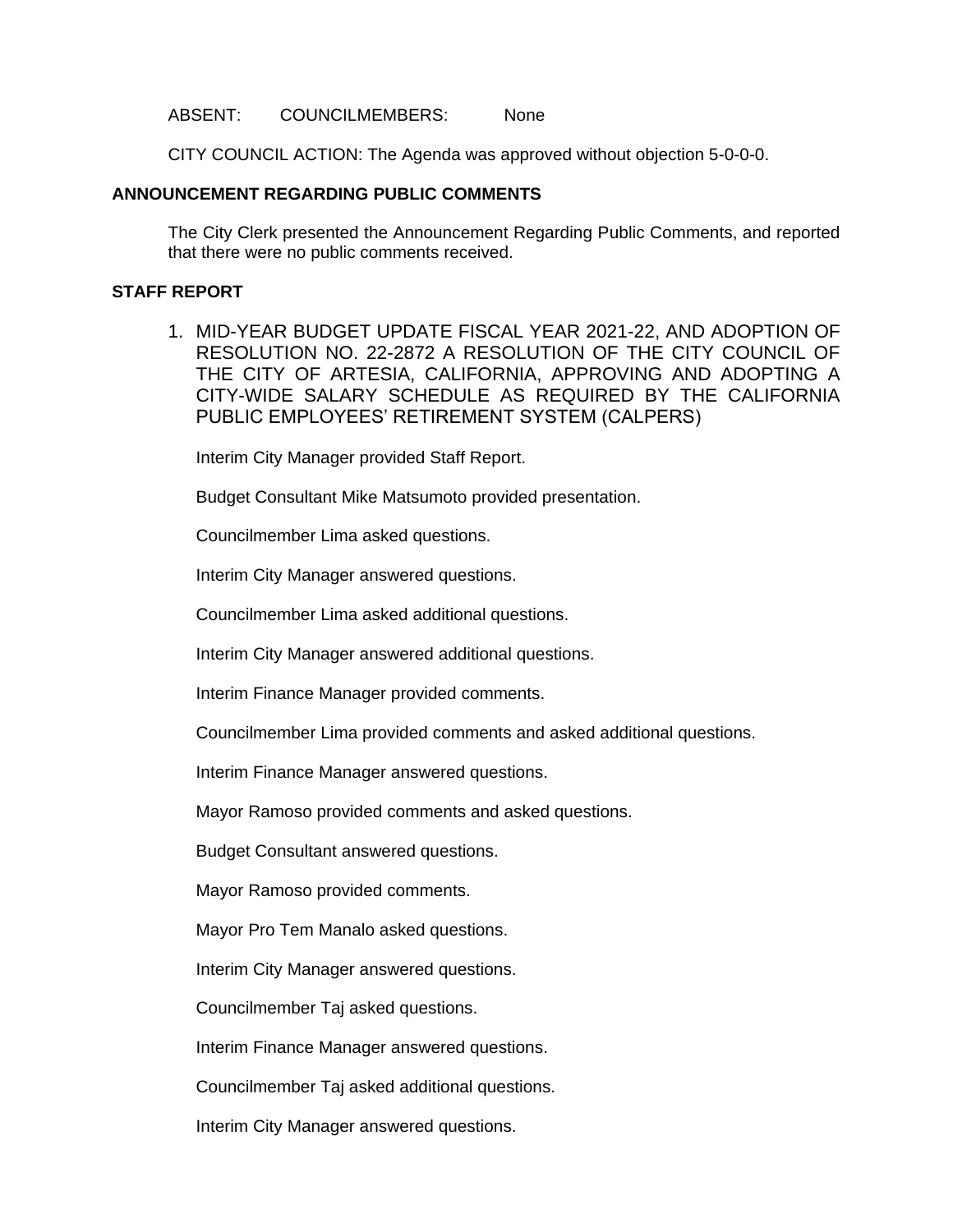ABSENT: COUNCILMEMBERS: None

CITY COUNCIL ACTION: The Agenda was approved without objection 5-0-0-0.

**ANNOUNCEMENT REGARDING PUBLIC COMMENTS**

The City Clerk presented the Announcement Regarding Public Comments, and reported that there were no public comments received.

**STAFF REPORT**

1. MID-YEAR BUDGET UPDATE FISCAL YEAR 2021-22, AND ADOPTION OF RESOLUTION NO. 22-2872 A RESOLUTION OF THE CITY COUNCIL OF THE CITY OF ARTESIA, CALIFORNIA, APPROVING AND ADOPTING A CITY-WIDE SALARY SCHEDULE AS REQUIRED BY THE CALIFORNIA PUBLIC EMPLOYEES' RETIREMENT SYSTEM (CALPERS)

   Interim City Manager provided Staff Report.

   Budget Consultant Mike Matsumoto provided presentation.

   Councilmember Lima asked questions.

   Interim City Manager answered questions.

   Councilmember Lima asked additional questions.

   Interim City Manager answered additional questions.

   Interim Finance Manager provided comments.

   Councilmember Lima provided comments and asked additional questions.

   Interim Finance Manager answered questions.

   Mayor Ramoso provided comments and asked questions.

   Budget Consultant answered questions.

   Mayor Ramoso provided comments.

   Mayor Pro Tem Manalo asked questions.

   Interim City Manager answered questions.

   Councilmember Taj asked questions.

   Interim Finance Manager answered questions.

   Councilmember Taj asked additional questions.

   Interim City Manager answered questions.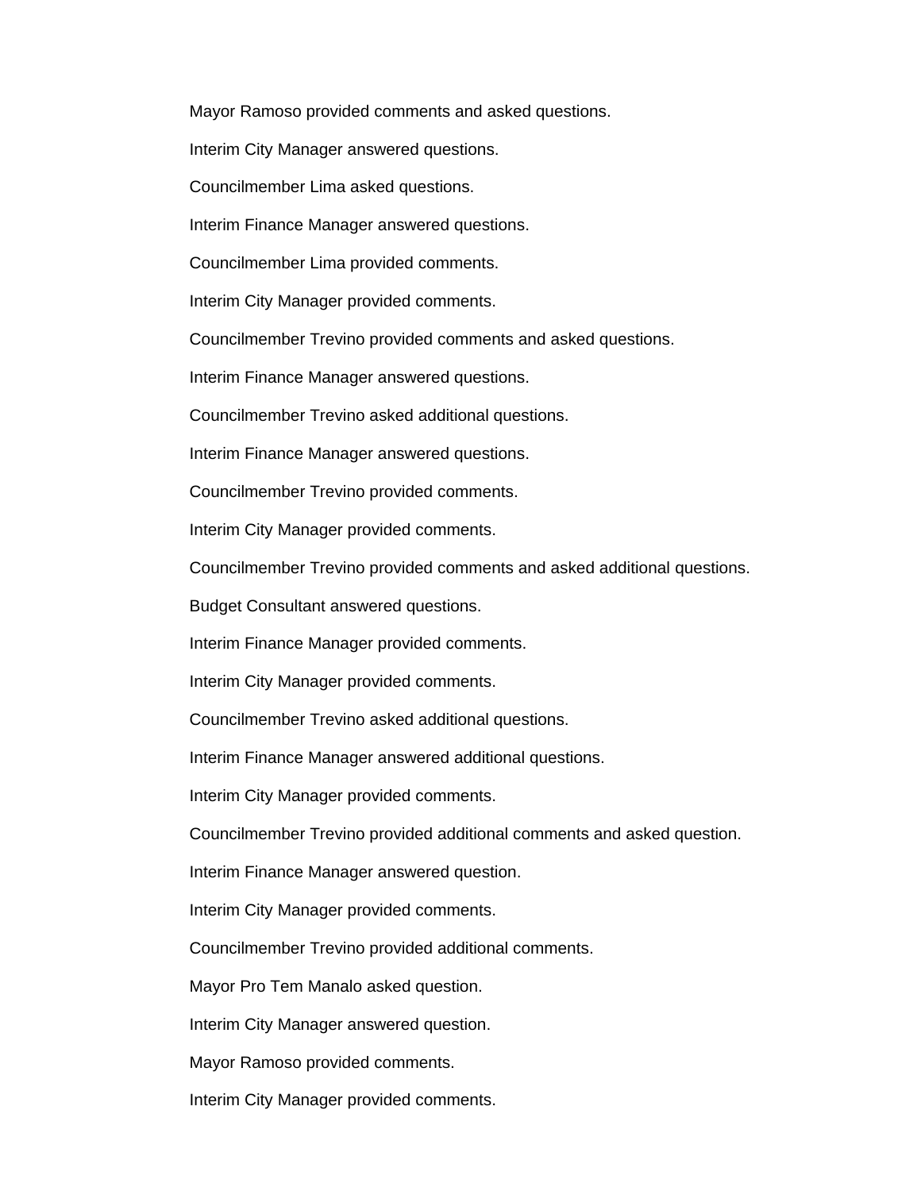Mayor Ramoso provided comments and asked questions.

Interim City Manager answered questions.

Councilmember Lima asked questions.

Interim Finance Manager answered questions.

Councilmember Lima provided comments.

Interim City Manager provided comments.

Councilmember Trevino provided comments and asked questions.

Interim Finance Manager answered questions.

Councilmember Trevino asked additional questions.

Interim Finance Manager answered questions.

Councilmember Trevino provided comments.

Interim City Manager provided comments.

Councilmember Trevino provided comments and asked additional questions.

Budget Consultant answered questions.

Interim Finance Manager provided comments.

Interim City Manager provided comments.

Councilmember Trevino asked additional questions.

Interim Finance Manager answered additional questions.

Interim City Manager provided comments.

Councilmember Trevino provided additional comments and asked question.

Interim Finance Manager answered question.

Interim City Manager provided comments.

Councilmember Trevino provided additional comments.

Mayor Pro Tem Manalo asked question.

Interim City Manager answered question.

Mayor Ramoso provided comments.

Interim City Manager provided comments.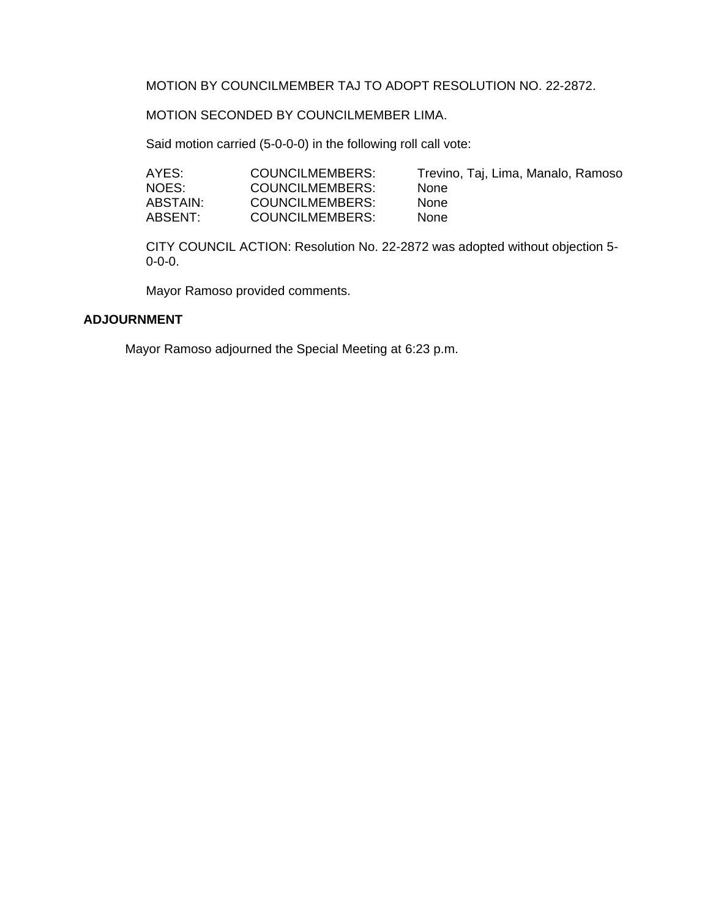MOTION BY COUNCILMEMBER TAJ TO ADOPT RESOLUTION NO. 22-2872.

MOTION SECONDED BY COUNCILMEMBER LIMA.

Said motion carried (5-0-0-0) in the following roll call vote:

| | | |
|---|---|---|
| AYES: | COUNCILMEMBERS: | Trevino, Taj, Lima, Manalo, Ramoso |
| NOES: | COUNCILMEMBERS: | None |
| ABSTAIN: | COUNCILMEMBERS: | None |
| ABSENT: | COUNCILMEMBERS: | None |

CITY COUNCIL ACTION: Resolution No. 22-2872 was adopted without objection 5-0-0-0.

Mayor Ramoso provided comments.

**ADJOURNMENT**

Mayor Ramoso adjourned the Special Meeting at 6:23 p.m.